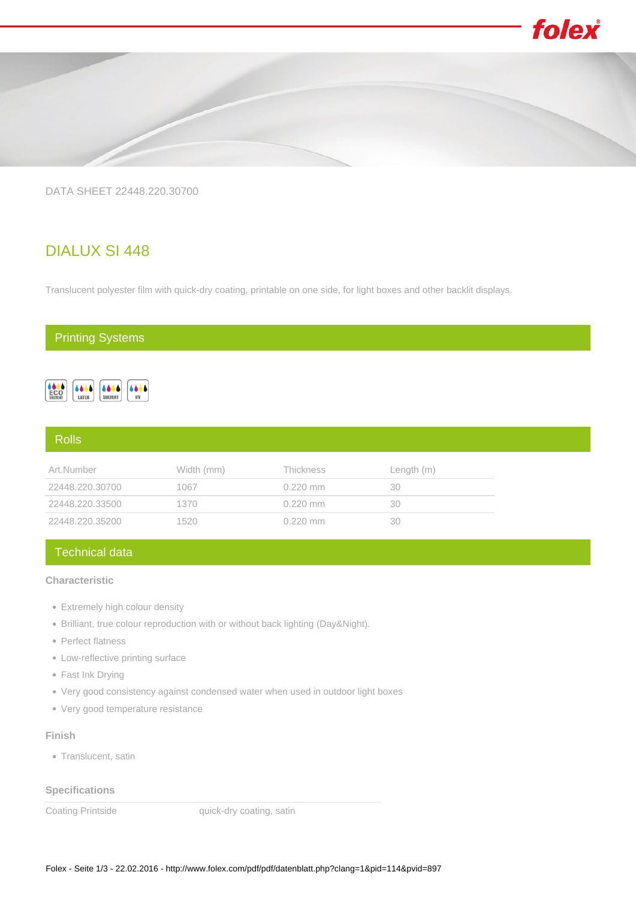DATA SHEET 22448.220.30700

# DIALUX SI 448

Translucent polyester film with quick-dry coating, printable on one side, for light boxes and other backlit displays.

## Printing Systems

ECO SOLVENT | LATEX | SOLVENT | UV

## Rolls

| Art.Number | Width (mm) | Thickness | Length (m) |
|---|---|---|---|
| 22448.220.30700 | 1067 | 0.220 mm | 30 |
| 22448.220.33500 | 1370 | 0.220 mm | 30 |
| 22448.220.35200 | 1520 | 0.220 mm | 30 |

## Technical data

### Characteristic

- Extremely high colour density
- Brilliant, true colour reproduction with or without back lighting (Day&Night).
- Perfect flatness
- Low-reflective printing surface
- Fast Ink Drying
- Very good consistency against condensed water when used in outdoor light boxes
- Very good temperature resistance

### Finish

- Translucent, satin

### Specifications

| | |
|---|---|
| Coating Printside | quick-dry coating, satin |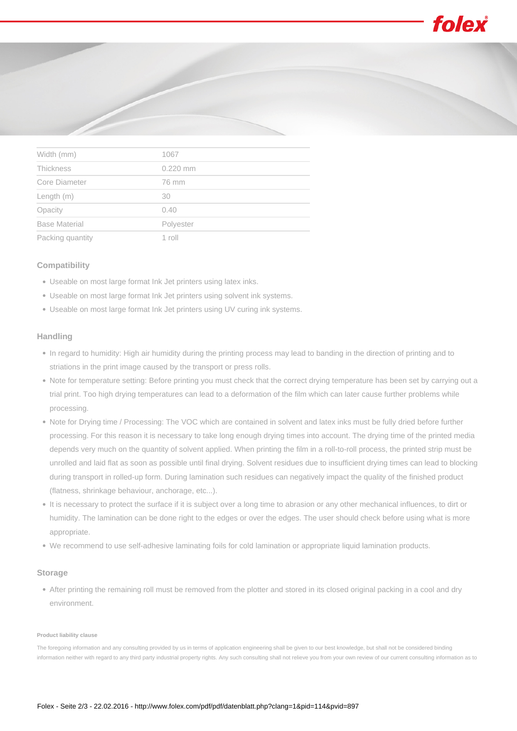| Width (mm) | 1067 |
| --- | --- |
| Thickness | 0.220 mm |
| Core Diameter | 76 mm |
| Length (m) | 30 |
| Opacity | 0.40 |
| Base Material | Polyester |
| Packing quantity | 1 roll |

### Compatibility

- Useable on most large format Ink Jet printers using latex inks.
- Useable on most large format Ink Jet printers using solvent ink systems.
- Useable on most large format Ink Jet printers using UV curing ink systems.

### Handling

- In regard to humidity: High air humidity during the printing process may lead to banding in the direction of printing and to striations in the print image caused by the transport or press rolls.
- Note for temperature setting: Before printing you must check that the correct drying temperature has been set by carrying out a trial print. Too high drying temperatures can lead to a deformation of the film which can later cause further problems while processing.
- Note for Drying time / Processing: The VOC which are contained in solvent and latex inks must be fully dried before further processing. For this reason it is necessary to take long enough drying times into account. The drying time of the printed media depends very much on the quantity of solvent applied. When printing the film in a roll-to-roll process, the printed strip must be unrolled and laid flat as soon as possible until final drying. Solvent residues due to insufficient drying times can lead to blocking during transport in rolled-up form. During lamination such residues can negatively impact the quality of the finished product (flatness, shrinkage behaviour, anchorage, etc...).
- It is necessary to protect the surface if it is subject over a long time to abrasion or any other mechanical influences, to dirt or humidity. The lamination can be done right to the edges or over the edges. The user should check before using what is more appropriate.
- We recommend to use self-adhesive laminating foils for cold lamination or appropriate liquid lamination products.

### Storage

- After printing the remaining roll must be removed from the plotter and stored in its closed original packing in a cool and dry environment.

**Product liability clause**

The foregoing information and any consulting provided by us in terms of application engineering shall be given to our best knowledge, but shall not be considered binding information neither with regard to any third party industrial property rights. Any such consulting shall not relieve you from your own review of our current consulting information as to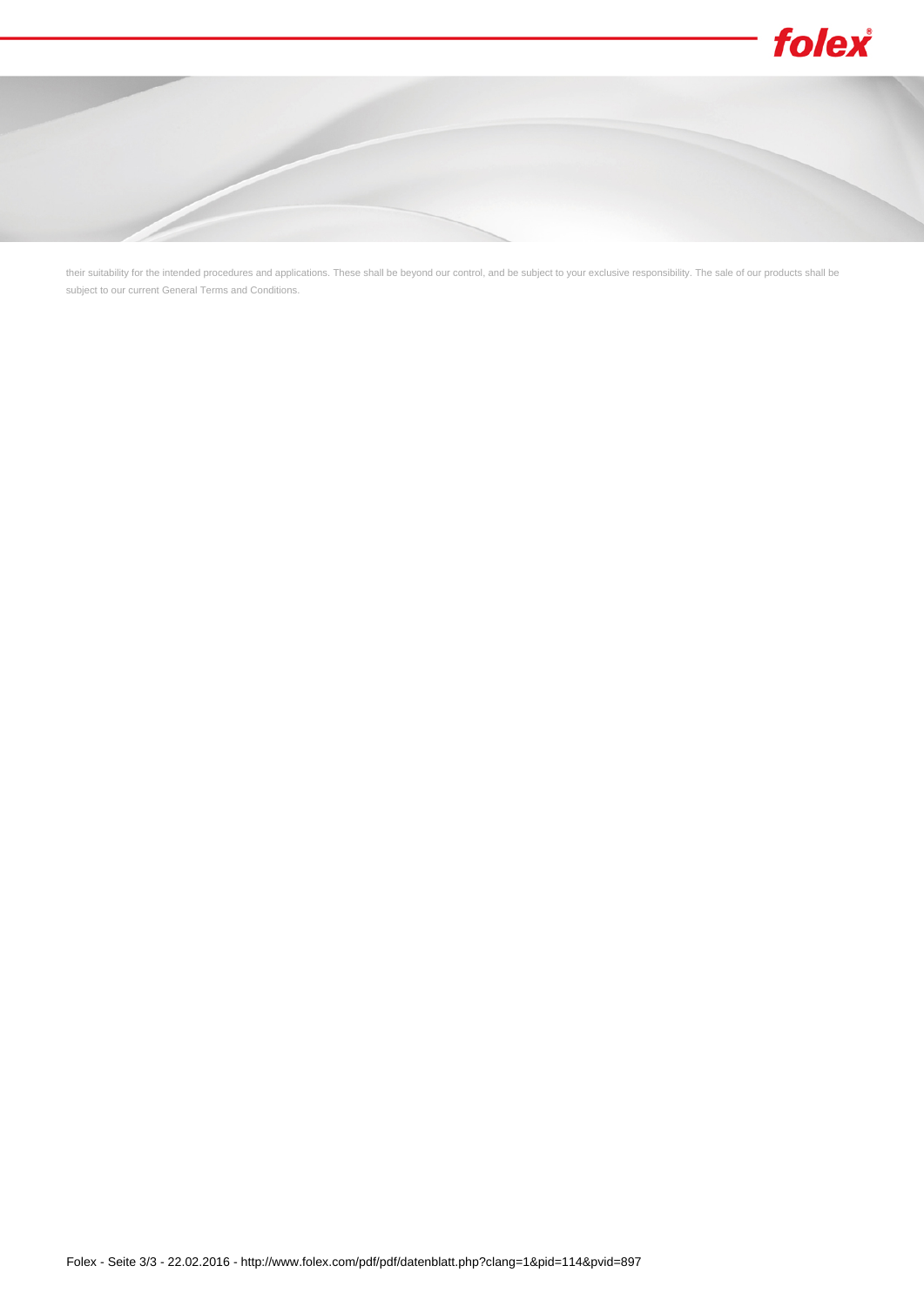their suitability for the intended procedures and applications. These shall be beyond our control, and be subject to your exclusive responsibility. The sale of our products shall be subject to our current General Terms and Conditions.